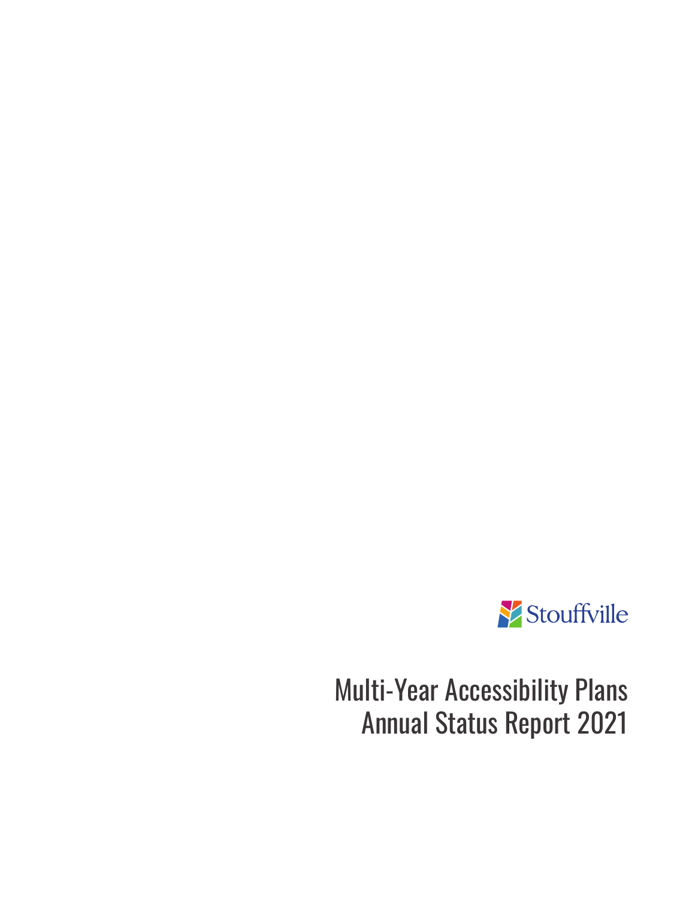Stouffville

# Multi-Year Accessibility Plans Annual Status Report 2021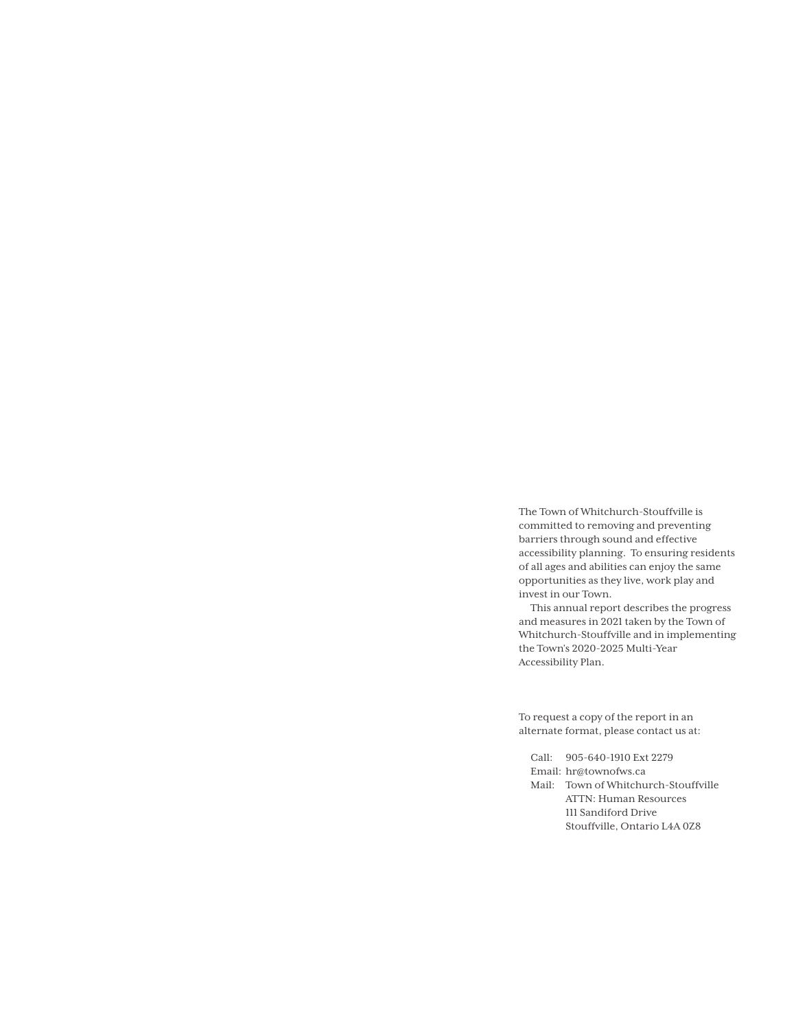The Town of Whitchurch-Stouffville is committed to removing and preventing barriers through sound and effective accessibility planning. To ensuring residents of all ages and abilities can enjoy the same opportunities as they live, work play and invest in our Town.

This annual report describes the progress and measures in 2021 taken by the Town of Whitchurch-Stouffville and in implementing the Town's 2020-2025 Multi-Year Accessibility Plan.

To request a copy of the report in an alternate format, please contact us at:

Call: 905-640-1910 Ext 2279
Email: hr@townofws.ca
Mail: Town of Whitchurch-Stouffville
ATTN: Human Resources
111 Sandiford Drive
Stouffville, Ontario L4A 0Z8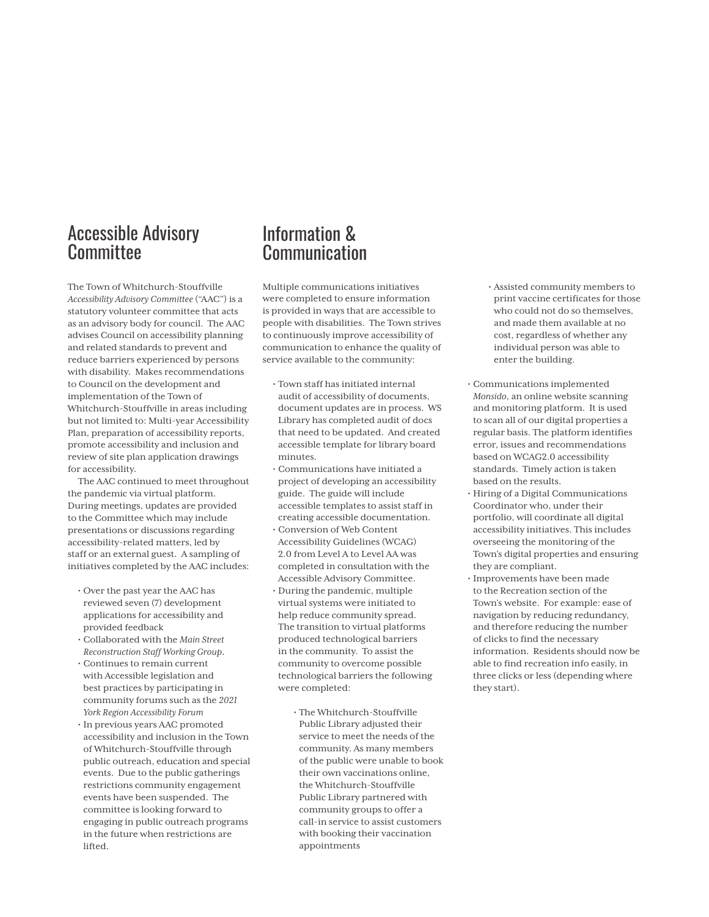## Accessible Advisory Committee

The Town of Whitchurch-Stouffville *Accessibility Advisory Committee* ("AAC") is a statutory volunteer committee that acts as an advisory body for council. The AAC advises Council on accessibility planning and related standards to prevent and reduce barriers experienced by persons with disability. Makes recommendations to Council on the development and implementation of the Town of Whitchurch-Stouffville in areas including but not limited to: Multi-year Accessibility Plan, preparation of accessibility reports, promote accessibility and inclusion and review of site plan application drawings for accessibility.

The AAC continued to meet throughout the pandemic via virtual platform. During meetings, updates are provided to the Committee which may include presentations or discussions regarding accessibility-related matters, led by staff or an external guest. A sampling of initiatives completed by the AAC includes:

- Over the past year the AAC has reviewed seven (7) development applications for accessibility and provided feedback
- Collaborated with the *Main Street Reconstruction Staff Working Group*.
- Continues to remain current with Accessible legislation and best practices by participating in community forums such as the *2021 York Region Accessibility Forum*
- In previous years AAC promoted accessibility and inclusion in the Town of Whitchurch-Stouffville through public outreach, education and special events. Due to the public gatherings restrictions community engagement events have been suspended. The committee is looking forward to engaging in public outreach programs in the future when restrictions are lifted.

## Information & Communication

Multiple communications initiatives were completed to ensure information is provided in ways that are accessible to people with disabilities. The Town strives to continuously improve accessibility of communication to enhance the quality of service available to the community:

- Town staff has initiated internal audit of accessibility of documents, document updates are in process. WS Library has completed audit of docs that need to be updated. And created accessible template for library board minutes.
- Communications have initiated a project of developing an accessibility guide. The guide will include accessible templates to assist staff in creating accessible documentation.
- Conversion of Web Content Accessibility Guidelines (WCAG) 2.0 from Level A to Level AA was completed in consultation with the Accessible Advisory Committee.
- During the pandemic, multiple virtual systems were initiated to help reduce community spread. The transition to virtual platforms produced technological barriers in the community. To assist the community to overcome possible technological barriers the following were completed:
    - The Whitchurch-Stouffville Public Library adjusted their service to meet the needs of the community. As many members of the public were unable to book their own vaccinations online, the Whitchurch-Stouffville Public Library partnered with community groups to offer a call-in service to assist customers with booking their vaccination appointments
    - Assisted community members to print vaccine certificates for those who could not do so themselves, and made them available at no cost, regardless of whether any individual person was able to enter the building.
- Communications implemented *Monsido*, an online website scanning and monitoring platform. It is used to scan all of our digital properties a regular basis. The platform identifies error, issues and recommendations based on WCAG2.0 accessibility standards. Timely action is taken based on the results.
- Hiring of a Digital Communications Coordinator who, under their portfolio, will coordinate all digital accessibility initiatives. This includes overseeing the monitoring of the Town's digital properties and ensuring they are compliant.
- Improvements have been made to the Recreation section of the Town's website. For example: ease of navigation by reducing redundancy, and therefore reducing the number of clicks to find the necessary information. Residents should now be able to find recreation info easily, in three clicks or less (depending where they start).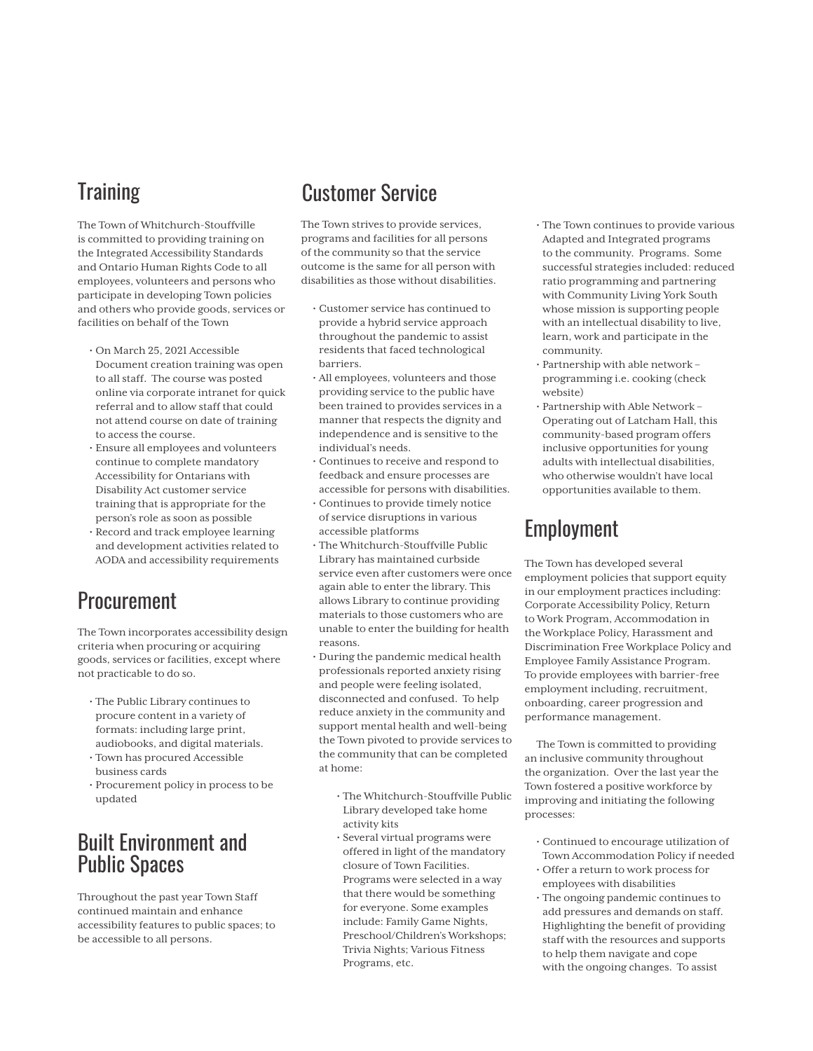## Training

The Town of Whitchurch-Stouffville is committed to providing training on the Integrated Accessibility Standards and Ontario Human Rights Code to all employees, volunteers and persons who participate in developing Town policies and others who provide goods, services or facilities on behalf of the Town

- On March 25, 2021 Accessible Document creation training was open to all staff. The course was posted online via corporate intranet for quick referral and to allow staff that could not attend course on date of training to access the course.
- Ensure all employees and volunteers continue to complete mandatory Accessibility for Ontarians with Disability Act customer service training that is appropriate for the person's role as soon as possible
- Record and track employee learning and development activities related to AODA and accessibility requirements

## Procurement

The Town incorporates accessibility design criteria when procuring or acquiring goods, services or facilities, except where not practicable to do so.

- The Public Library continues to procure content in a variety of formats: including large print, audiobooks, and digital materials.
- Town has procured Accessible business cards
- Procurement policy in process to be updated

## Built Environment and Public Spaces

Throughout the past year Town Staff continued maintain and enhance accessibility features to public spaces; to be accessible to all persons.

## Customer Service

The Town strives to provide services, programs and facilities for all persons of the community so that the service outcome is the same for all person with disabilities as those without disabilities.

- Customer service has continued to provide a hybrid service approach throughout the pandemic to assist residents that faced technological barriers.
- All employees, volunteers and those providing service to the public have been trained to provides services in a manner that respects the dignity and independence and is sensitive to the individual's needs.
- Continues to receive and respond to feedback and ensure processes are accessible for persons with disabilities.
- Continues to provide timely notice of service disruptions in various accessible platforms
- The Whitchurch-Stouffville Public Library has maintained curbside service even after customers were once again able to enter the library. This allows Library to continue providing materials to those customers who are unable to enter the building for health reasons.
- During the pandemic medical health professionals reported anxiety rising and people were feeling isolated, disconnected and confused. To help reduce anxiety in the community and support mental health and well-being the Town pivoted to provide services to the community that can be completed at home:
    - The Whitchurch-Stouffville Public Library developed take home activity kits
    - Several virtual programs were offered in light of the mandatory closure of Town Facilities. Programs were selected in a way that there would be something for everyone. Some examples include: Family Game Nights, Preschool/Children's Workshops; Trivia Nights; Various Fitness Programs, etc.
- The Town continues to provide various Adapted and Integrated programs to the community. Programs. Some successful strategies included: reduced ratio programming and partnering with Community Living York South whose mission is supporting people with an intellectual disability to live, learn, work and participate in the community.
- Partnership with able network – programming i.e. cooking (check website)
- Partnership with Able Network – Operating out of Latcham Hall, this community-based program offers inclusive opportunities for young adults with intellectual disabilities, who otherwise wouldn't have local opportunities available to them.

## Employment

The Town has developed several employment policies that support equity in our employment practices including: Corporate Accessibility Policy, Return to Work Program, Accommodation in the Workplace Policy, Harassment and Discrimination Free Workplace Policy and Employee Family Assistance Program. To provide employees with barrier-free employment including, recruitment, onboarding, career progression and performance management.

The Town is committed to providing an inclusive community throughout the organization. Over the last year the Town fostered a positive workforce by improving and initiating the following processes:

- Continued to encourage utilization of Town Accommodation Policy if needed
- Offer a return to work process for employees with disabilities
- The ongoing pandemic continues to add pressures and demands on staff. Highlighting the benefit of providing staff with the resources and supports to help them navigate and cope with the ongoing changes. To assist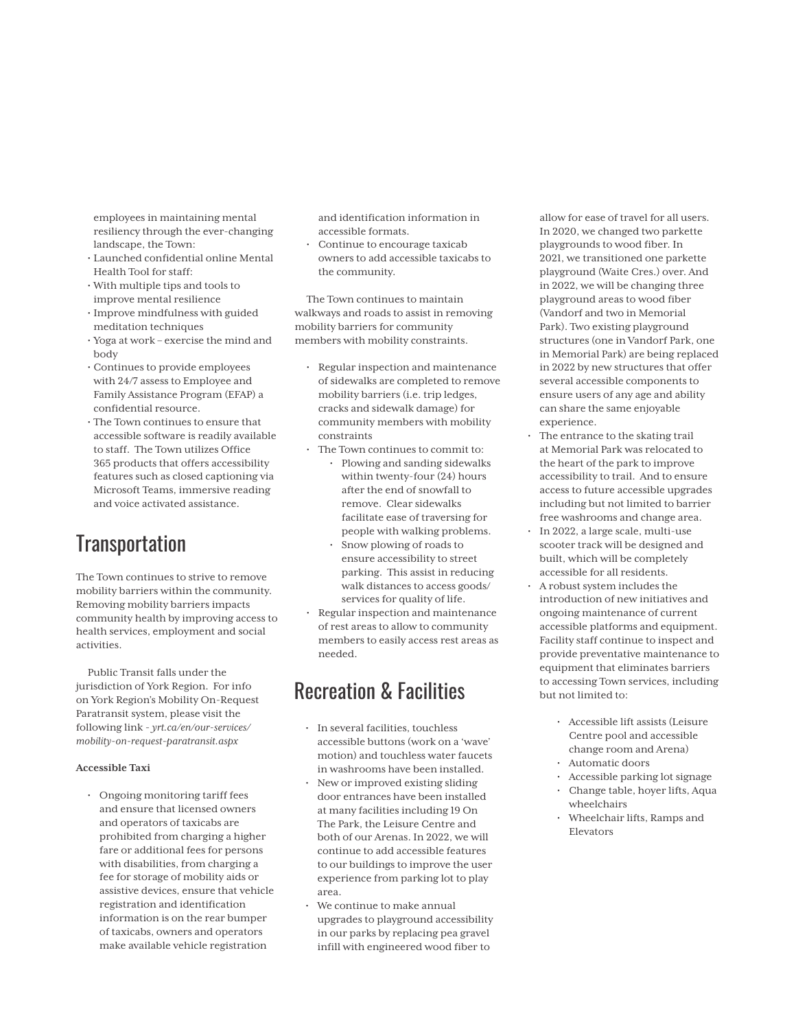employees in maintaining mental resiliency through the ever-changing landscape, the Town:

- Launched confidential online Mental Health Tool for staff:
- With multiple tips and tools to improve mental resilience
- Improve mindfulness with guided meditation techniques
- Yoga at work – exercise the mind and body
- Continues to provide employees with 24/7 assess to Employee and Family Assistance Program (EFAP) a confidential resource.
- The Town continues to ensure that accessible software is readily available to staff. The Town utilizes Office 365 products that offers accessibility features such as closed captioning via Microsoft Teams, immersive reading and voice activated assistance.

## Transportation

The Town continues to strive to remove mobility barriers within the community. Removing mobility barriers impacts community health by improving access to health services, employment and social activities.

Public Transit falls under the jurisdiction of York Region. For info on York Region's Mobility On-Request Paratransit system, please visit the following link - *yrt.ca/en/our-services/mobility-on-request-paratransit.aspx*

**Accessible Taxi**

- Ongoing monitoring tariff fees and ensure that licensed owners and operators of taxicabs are prohibited from charging a higher fare or additional fees for persons with disabilities, from charging a fee for storage of mobility aids or assistive devices, ensure that vehicle registration and identification information is on the rear bumper of taxicabs, owners and operators make available vehicle registration and identification information in accessible formats.
- Continue to encourage taxicab owners to add accessible taxicabs to the community.

The Town continues to maintain walkways and roads to assist in removing mobility barriers for community members with mobility constraints.

- Regular inspection and maintenance of sidewalks are completed to remove mobility barriers (i.e. trip ledges, cracks and sidewalk damage) for community members with mobility constraints
- The Town continues to commit to:
  - Plowing and sanding sidewalks within twenty-four (24) hours after the end of snowfall to remove. Clear sidewalks facilitate ease of traversing for people with walking problems.
  - Snow plowing of roads to ensure accessibility to street parking. This assist in reducing walk distances to access goods/ services for quality of life.
- Regular inspection and maintenance of rest areas to allow to community members to easily access rest areas as needed.

## Recreation & Facilities

- In several facilities, touchless accessible buttons (work on a 'wave' motion) and touchless water faucets in washrooms have been installed.
- New or improved existing sliding door entrances have been installed at many facilities including 19 On The Park, the Leisure Centre and both of our Arenas. In 2022, we will continue to add accessible features to our buildings to improve the user experience from parking lot to play area.
- We continue to make annual upgrades to playground accessibility in our parks by replacing pea gravel infill with engineered wood fiber to allow for ease of travel for all users. In 2020, we changed two parkette playgrounds to wood fiber. In 2021, we transitioned one parkette playground (Waite Cres.) over. And in 2022, we will be changing three playground areas to wood fiber (Vandorf and two in Memorial Park). Two existing playground structures (one in Vandorf Park, one in Memorial Park) are being replaced in 2022 by new structures that offer several accessible components to ensure users of any age and ability can share the same enjoyable experience.
- The entrance to the skating trail at Memorial Park was relocated to the heart of the park to improve accessibility to trail. And to ensure access to future accessible upgrades including but not limited to barrier free washrooms and change area.
- In 2022, a large scale, multi-use scooter track will be designed and built, which will be completely accessible for all residents.
- A robust system includes the introduction of new initiatives and ongoing maintenance of current accessible platforms and equipment. Facility staff continue to inspect and provide preventative maintenance to equipment that eliminates barriers to accessing Town services, including but not limited to:
  - Accessible lift assists (Leisure Centre pool and accessible change room and Arena)
  - Automatic doors
  - Accessible parking lot signage
  - Change table, hoyer lifts, Aqua wheelchairs
  - Wheelchair lifts, Ramps and Elevators